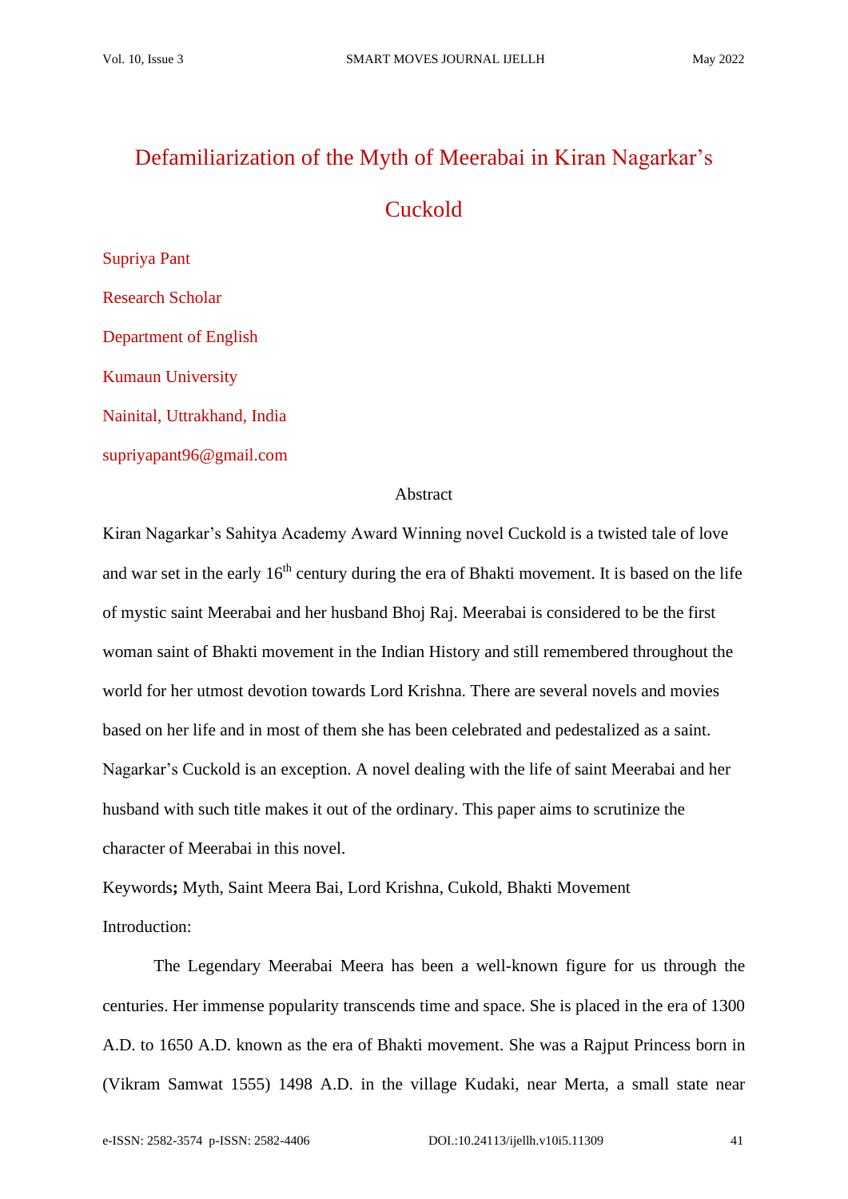# Defamiliarization of the Myth of Meerabai in Kiran Nagarkar's Cuckold

Supriya Pant

Research Scholar

Department of English

Kumaun University

Nainital, Uttrakhand, India

supriyapant96@gmail.com

## Abstract

Kiran Nagarkar's Sahitya Academy Award Winning novel Cuckold is a twisted tale of love and war set in the early 16th century during the era of Bhakti movement. It is based on the life of mystic saint Meerabai and her husband Bhoj Raj. Meerabai is considered to be the first woman saint of Bhakti movement in the Indian History and still remembered throughout the world for her utmost devotion towards Lord Krishna. There are several novels and movies based on her life and in most of them she has been celebrated and pedestalized as a saint. Nagarkar's Cuckold is an exception. A novel dealing with the life of saint Meerabai and her husband with such title makes it out of the ordinary. This paper aims to scrutinize the character of Meerabai in this novel.

Keywords**;** Myth, Saint Meera Bai, Lord Krishna, Cukold, Bhakti Movement

Introduction:

The Legendary Meerabai Meera has been a well-known figure for us through the centuries. Her immense popularity transcends time and space. She is placed in the era of 1300 A.D. to 1650 A.D. known as the era of Bhakti movement. She was a Rajput Princess born in (Vikram Samwat 1555) 1498 A.D. in the village Kudaki, near Merta, a small state near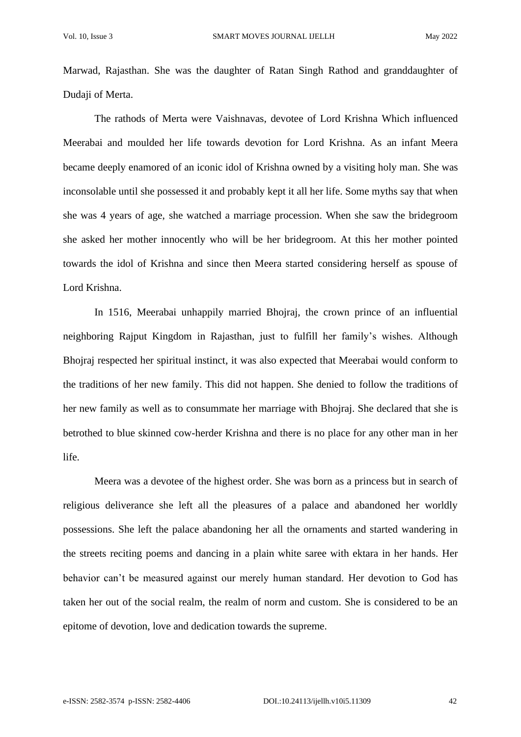Marwad, Rajasthan. She was the daughter of Ratan Singh Rathod and granddaughter of Dudaji of Merta.

The rathods of Merta were Vaishnavas, devotee of Lord Krishna Which influenced Meerabai and moulded her life towards devotion for Lord Krishna. As an infant Meera became deeply enamored of an iconic idol of Krishna owned by a visiting holy man. She was inconsolable until she possessed it and probably kept it all her life. Some myths say that when she was 4 years of age, she watched a marriage procession. When she saw the bridegroom she asked her mother innocently who will be her bridegroom. At this her mother pointed towards the idol of Krishna and since then Meera started considering herself as spouse of Lord Krishna.

In 1516, Meerabai unhappily married Bhojraj, the crown prince of an influential neighboring Rajput Kingdom in Rajasthan, just to fulfill her family's wishes. Although Bhojraj respected her spiritual instinct, it was also expected that Meerabai would conform to the traditions of her new family. This did not happen. She denied to follow the traditions of her new family as well as to consummate her marriage with Bhojraj. She declared that she is betrothed to blue skinned cow-herder Krishna and there is no place for any other man in her life.

Meera was a devotee of the highest order. She was born as a princess but in search of religious deliverance she left all the pleasures of a palace and abandoned her worldly possessions. She left the palace abandoning her all the ornaments and started wandering in the streets reciting poems and dancing in a plain white saree with ektara in her hands. Her behavior can't be measured against our merely human standard. Her devotion to God has taken her out of the social realm, the realm of norm and custom. She is considered to be an epitome of devotion, love and dedication towards the supreme.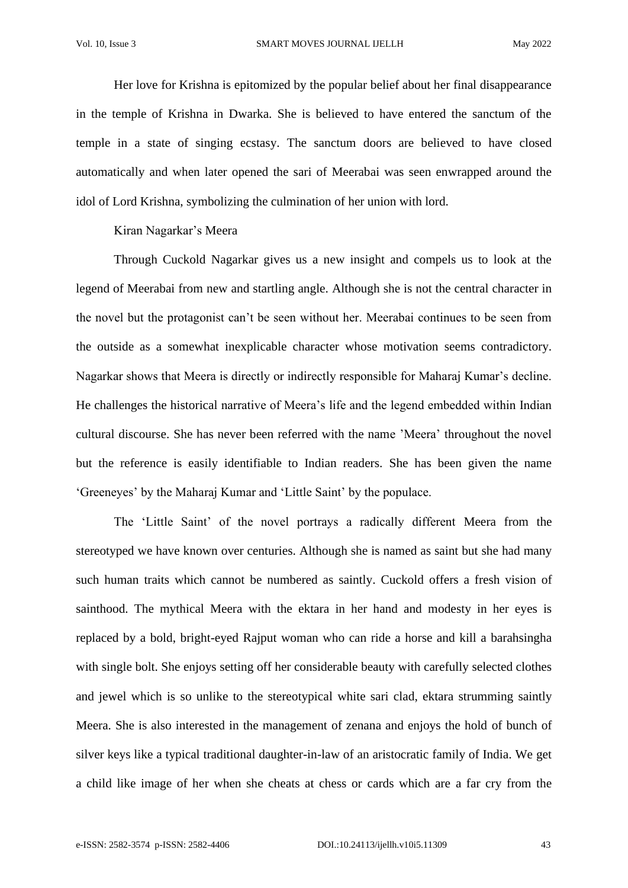Her love for Krishna is epitomized by the popular belief about her final disappearance in the temple of Krishna in Dwarka. She is believed to have entered the sanctum of the temple in a state of singing ecstasy. The sanctum doors are believed to have closed automatically and when later opened the sari of Meerabai was seen enwrapped around the idol of Lord Krishna, symbolizing the culmination of her union with lord.

Kiran Nagarkar's Meera

Through Cuckold Nagarkar gives us a new insight and compels us to look at the legend of Meerabai from new and startling angle. Although she is not the central character in the novel but the protagonist can't be seen without her. Meerabai continues to be seen from the outside as a somewhat inexplicable character whose motivation seems contradictory. Nagarkar shows that Meera is directly or indirectly responsible for Maharaj Kumar's decline. He challenges the historical narrative of Meera's life and the legend embedded within Indian cultural discourse. She has never been referred with the name 'Meera' throughout the novel but the reference is easily identifiable to Indian readers. She has been given the name 'Greeneyes' by the Maharaj Kumar and 'Little Saint' by the populace.

The 'Little Saint' of the novel portrays a radically different Meera from the stereotyped we have known over centuries. Although she is named as saint but she had many such human traits which cannot be numbered as saintly. Cuckold offers a fresh vision of sainthood. The mythical Meera with the ektara in her hand and modesty in her eyes is replaced by a bold, bright-eyed Rajput woman who can ride a horse and kill a barahsingha with single bolt. She enjoys setting off her considerable beauty with carefully selected clothes and jewel which is so unlike to the stereotypical white sari clad, ektara strumming saintly Meera. She is also interested in the management of zenana and enjoys the hold of bunch of silver keys like a typical traditional daughter-in-law of an aristocratic family of India. We get a child like image of her when she cheats at chess or cards which are a far cry from the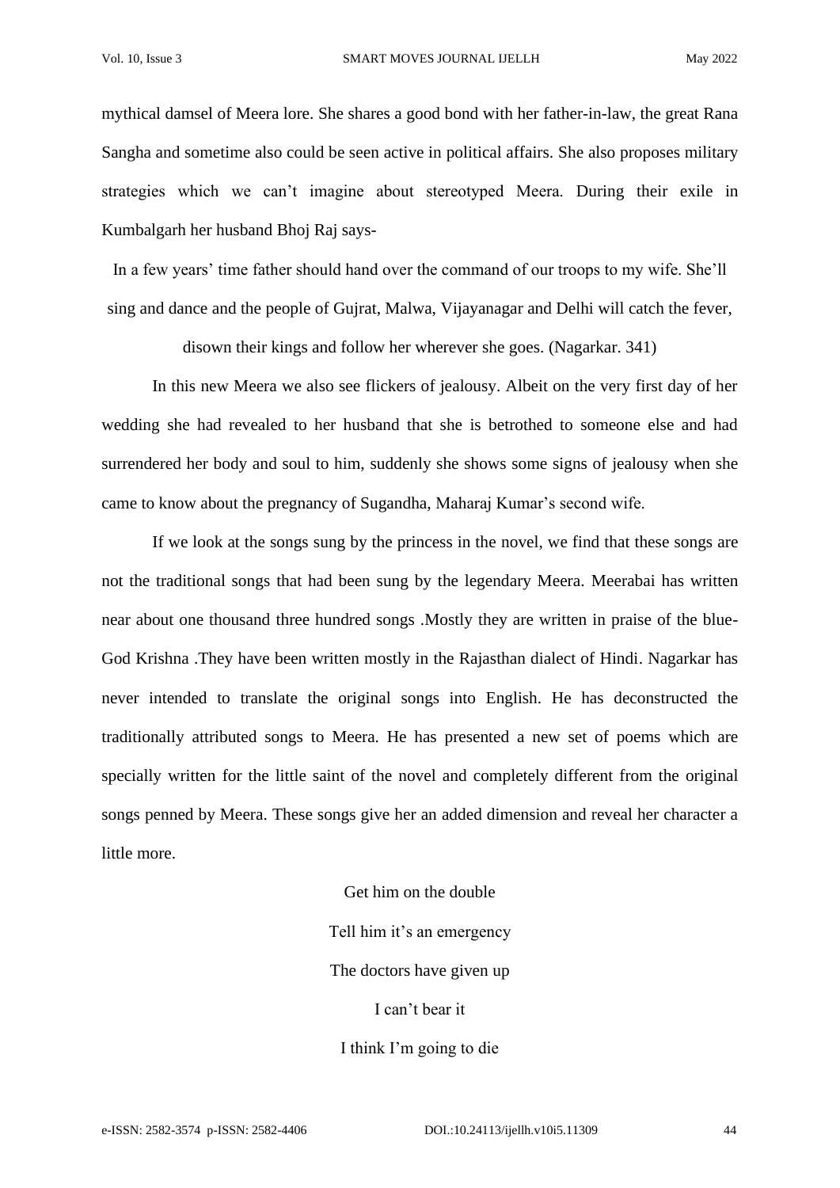mythical damsel of Meera lore. She shares a good bond with her father-in-law, the great Rana Sangha and sometime also could be seen active in political affairs. She also proposes military strategies which we can't imagine about stereotyped Meera. During their exile in Kumbalgarh her husband Bhoj Raj says-

> In a few years' time father should hand over the command of our troops to my wife. She'll sing and dance and the people of Gujrat, Malwa, Vijayanagar and Delhi will catch the fever, disown their kings and follow her wherever she goes. (Nagarkar. 341)

In this new Meera we also see flickers of jealousy. Albeit on the very first day of her wedding she had revealed to her husband that she is betrothed to someone else and had surrendered her body and soul to him, suddenly she shows some signs of jealousy when she came to know about the pregnancy of Sugandha, Maharaj Kumar's second wife.

If we look at the songs sung by the princess in the novel, we find that these songs are not the traditional songs that had been sung by the legendary Meera. Meerabai has written near about one thousand three hundred songs .Mostly they are written in praise of the blue-God Krishna .They have been written mostly in the Rajasthan dialect of Hindi. Nagarkar has never intended to translate the original songs into English. He has deconstructed the traditionally attributed songs to Meera. He has presented a new set of poems which are specially written for the little saint of the novel and completely different from the original songs penned by Meera. These songs give her an added dimension and reveal her character a little more.

> Get him on the double
>
> Tell him it's an emergency
>
> The doctors have given up
>
> I can't bear it
>
> I think I'm going to die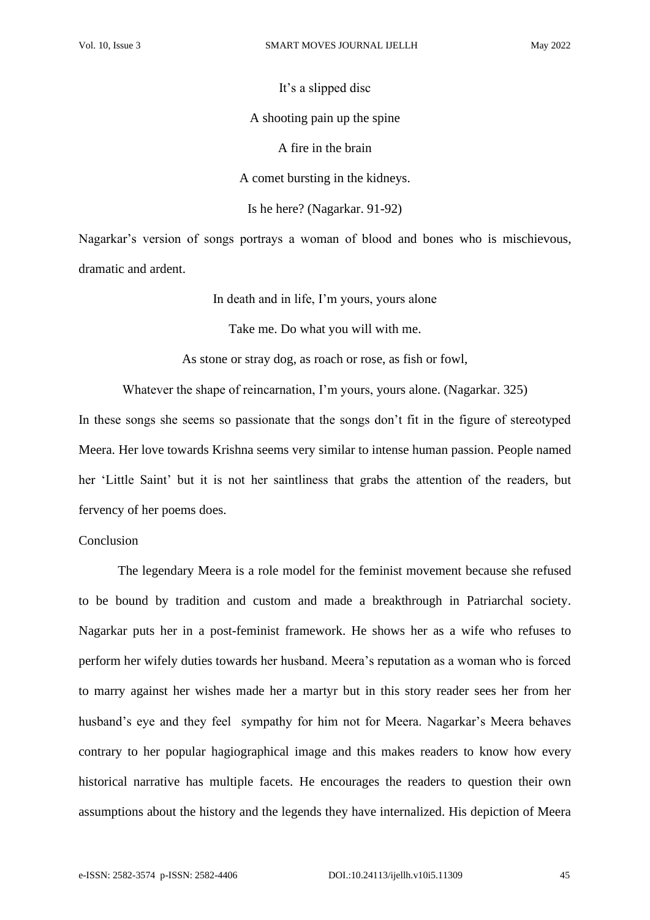It's a slipped disc

A shooting pain up the spine

A fire in the brain

A comet bursting in the kidneys.

Is he here? (Nagarkar. 91-92)

Nagarkar's version of songs portrays a woman of blood and bones who is mischievous, dramatic and ardent.

In death and in life, I'm yours, yours alone

Take me. Do what you will with me.

As stone or stray dog, as roach or rose, as fish or fowl,

Whatever the shape of reincarnation, I'm yours, yours alone. (Nagarkar. 325)

In these songs she seems so passionate that the songs don't fit in the figure of stereotyped Meera. Her love towards Krishna seems very similar to intense human passion. People named her 'Little Saint' but it is not her saintliness that grabs the attention of the readers, but fervency of her poems does.

## Conclusion

The legendary Meera is a role model for the feminist movement because she refused to be bound by tradition and custom and made a breakthrough in Patriarchal society. Nagarkar puts her in a post-feminist framework. He shows her as a wife who refuses to perform her wifely duties towards her husband. Meera's reputation as a woman who is forced to marry against her wishes made her a martyr but in this story reader sees her from her husband's eye and they feel sympathy for him not for Meera. Nagarkar's Meera behaves contrary to her popular hagiographical image and this makes readers to know how every historical narrative has multiple facets. He encourages the readers to question their own assumptions about the history and the legends they have internalized. His depiction of Meera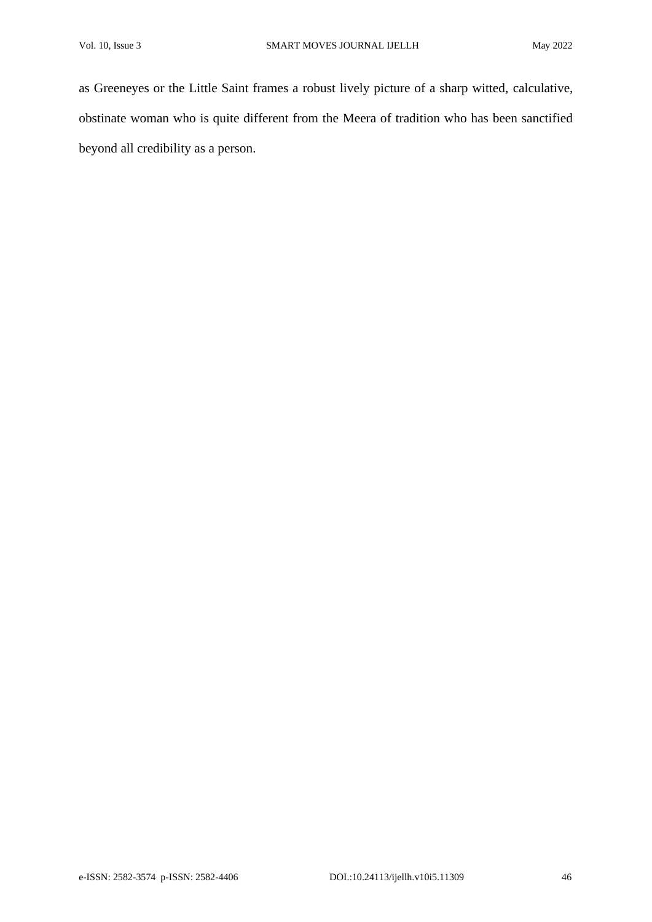as Greeneyes or the Little Saint frames a robust lively picture of a sharp witted, calculative, obstinate woman who is quite different from the Meera of tradition who has been sanctified beyond all credibility as a person.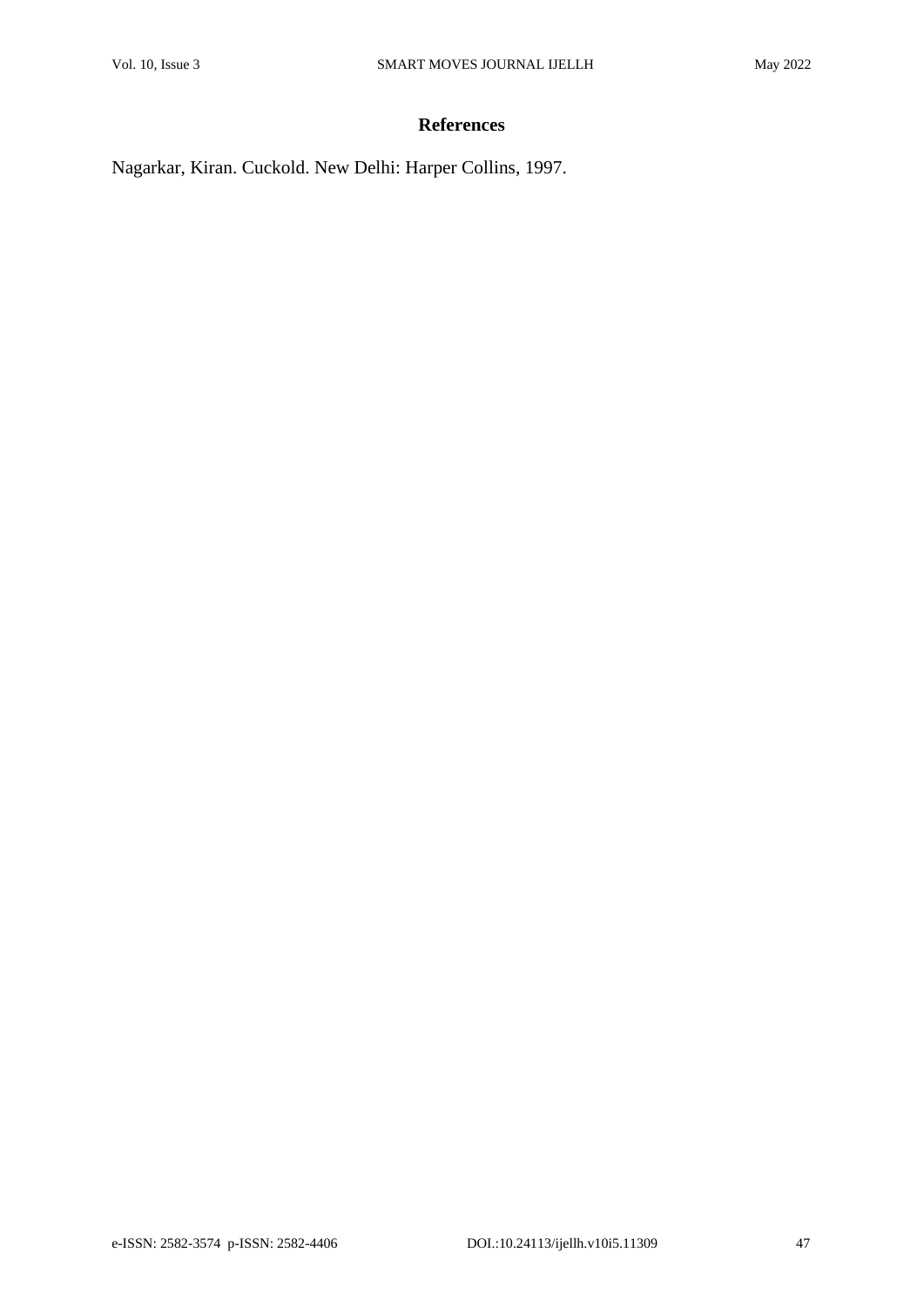## References

Nagarkar, Kiran. Cuckold. New Delhi: Harper Collins, 1997.